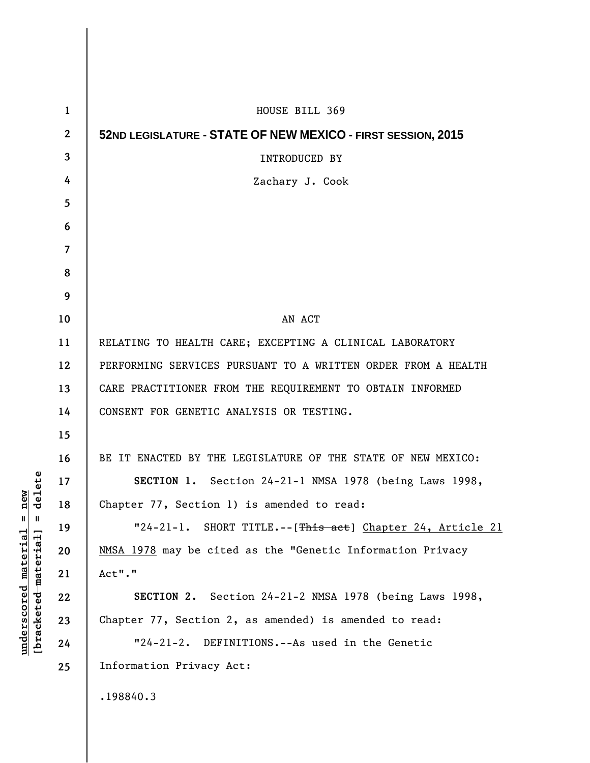HOUSE BILL 369

**52ND LEGISLATURE - STATE OF NEW MEXICO - FIRST SESSION, 2015**

INTRODUCED BY

Zachary J. Cook

AN ACT

RELATING TO HEALTH CARE; EXCEPTING A CLINICAL LABORATORY PERFORMING SERVICES PURSUANT TO A WRITTEN ORDER FROM A HEALTH CARE PRACTITIONER FROM THE REQUIREMENT TO OBTAIN INFORMED CONSENT FOR GENETIC ANALYSIS OR TESTING.

BE IT ENACTED BY THE LEGISLATURE OF THE STATE OF NEW MEXICO:

**SECTION 1.** Section 24-21-1 NMSA 1978 (being Laws 1998, Chapter 77, Section 1) is amended to read:

"24-21-1. SHORT TITLE.--[~~This act~~] <u>Chapter 24, Article 21 NMSA 1978</u> may be cited as the "Genetic Information Privacy Act"."

**SECTION 2.** Section 24-21-2 NMSA 1978 (being Laws 1998, Chapter 77, Section 2, as amended) is amended to read:

"24-21-2. DEFINITIONS.--As used in the Genetic Information Privacy Act:

.198840.3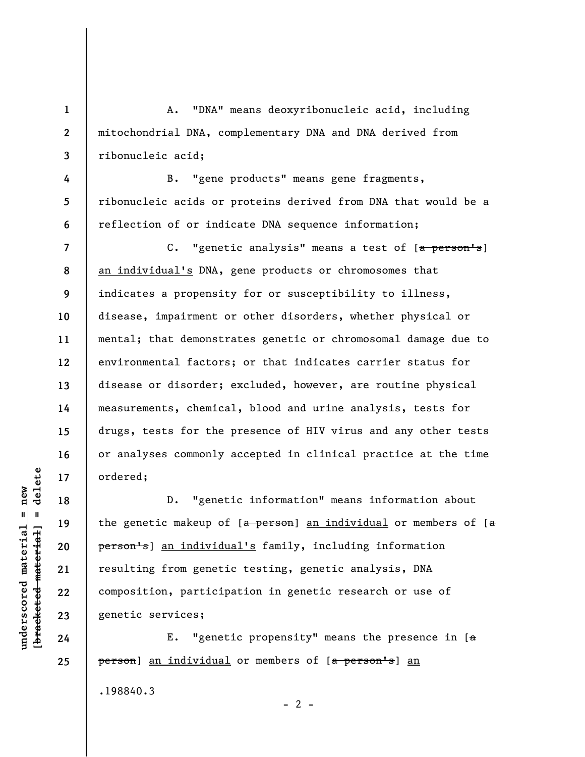A. "DNA" means deoxyribonucleic acid, including mitochondrial DNA, complementary DNA and DNA derived from ribonucleic acid;

B. "gene products" means gene fragments, ribonucleic acids or proteins derived from DNA that would be a reflection of or indicate DNA sequence information;

C. "genetic analysis" means a test of [~~a person's~~] an individual's DNA, gene products or chromosomes that indicates a propensity for or susceptibility to illness, disease, impairment or other disorders, whether physical or mental; that demonstrates genetic or chromosomal damage due to environmental factors; or that indicates carrier status for disease or disorder; excluded, however, are routine physical measurements, chemical, blood and urine analysis, tests for drugs, tests for the presence of HIV virus and any other tests or analyses commonly accepted in clinical practice at the time ordered;

D. "genetic information" means information about the genetic makeup of [~~a person~~] an individual or members of [~~a person's~~] an individual's family, including information resulting from genetic testing, genetic analysis, DNA composition, participation in genetic research or use of genetic services;

E. "genetic propensity" means the presence in [~~a person~~] an individual or members of [~~a person's~~] an

.198840.3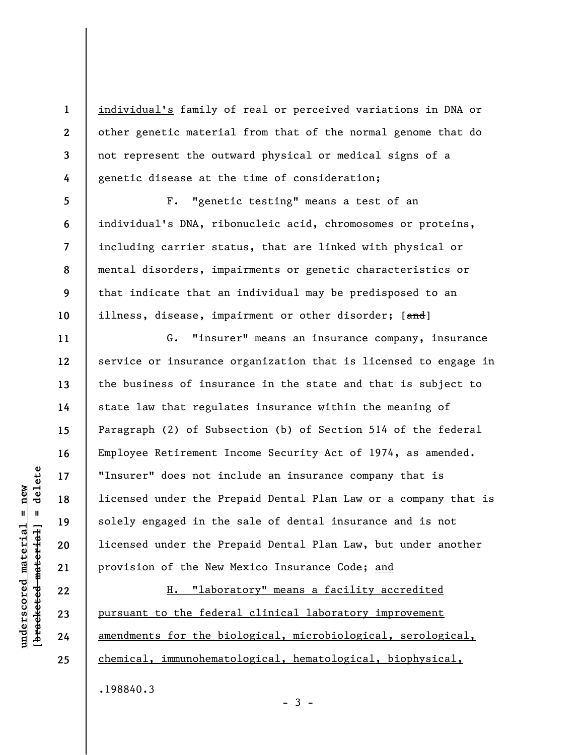individual's family of real or perceived variations in DNA or other genetic material from that of the normal genome that do not represent the outward physical or medical signs of a genetic disease at the time of consideration;

F. "genetic testing" means a test of an individual's DNA, ribonucleic acid, chromosomes or proteins, including carrier status, that are linked with physical or mental disorders, impairments or genetic characteristics or that indicate that an individual may be predisposed to an illness, disease, impairment or other disorder; [~~and~~]

G. "insurer" means an insurance company, insurance service or insurance organization that is licensed to engage in the business of insurance in the state and that is subject to state law that regulates insurance within the meaning of Paragraph (2) of Subsection (b) of Section 514 of the federal Employee Retirement Income Security Act of 1974, as amended. "Insurer" does not include an insurance company that is licensed under the Prepaid Dental Plan Law or a company that is solely engaged in the sale of dental insurance and is not licensed under the Prepaid Dental Plan Law, but under another provision of the New Mexico Insurance Code; <u>and</u>

<u>H. "laboratory" means a facility accredited pursuant to the federal clinical laboratory improvement amendments for the biological, microbiological, serological, chemical, immunohematological, hematological, biophysical,</u>

.198840.3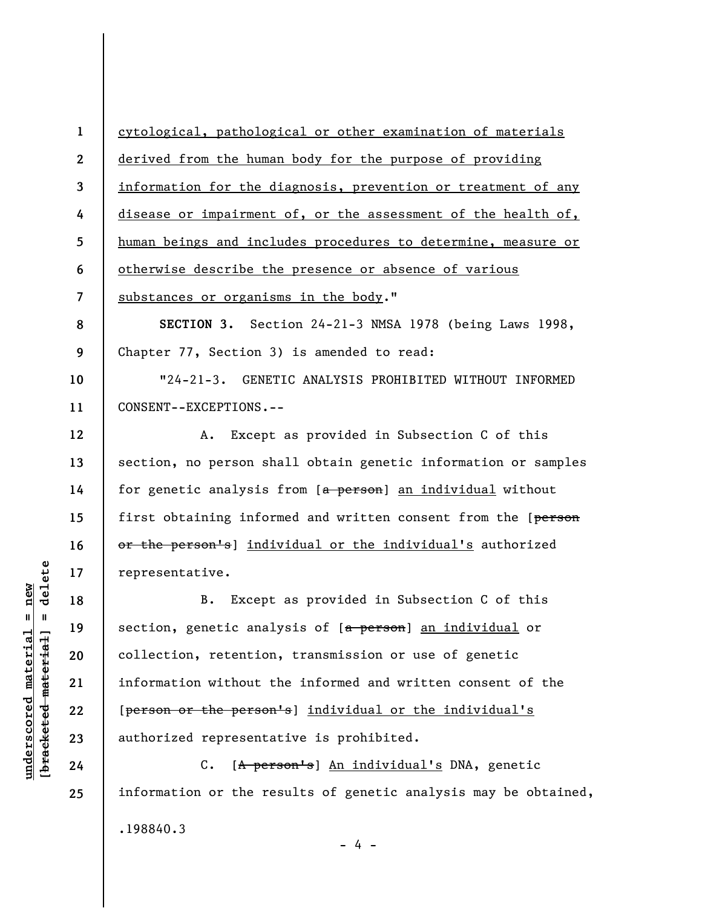cytological, pathological or other examination of materials derived from the human body for the purpose of providing information for the diagnosis, prevention or treatment of any disease or impairment of, or the assessment of the health of, human beings and includes procedures to determine, measure or otherwise describe the presence or absence of various substances or organisms in the body."

**SECTION 3.** Section 24-21-3 NMSA 1978 (being Laws 1998, Chapter 77, Section 3) is amended to read:

"24-21-3. GENETIC ANALYSIS PROHIBITED WITHOUT INFORMED CONSENT--EXCEPTIONS.--

A. Except as provided in Subsection C of this section, no person shall obtain genetic information or samples for genetic analysis from [~~a person~~] an individual without first obtaining informed and written consent from the [~~person or the person's~~] individual or the individual's authorized representative.

B. Except as provided in Subsection C of this section, genetic analysis of [~~a person~~] an individual or collection, retention, transmission or use of genetic information without the informed and written consent of the [~~person or the person's~~] individual or the individual's authorized representative is prohibited.

C. [~~A person's~~] An individual's DNA, genetic information or the results of genetic analysis may be obtained,

.198840.3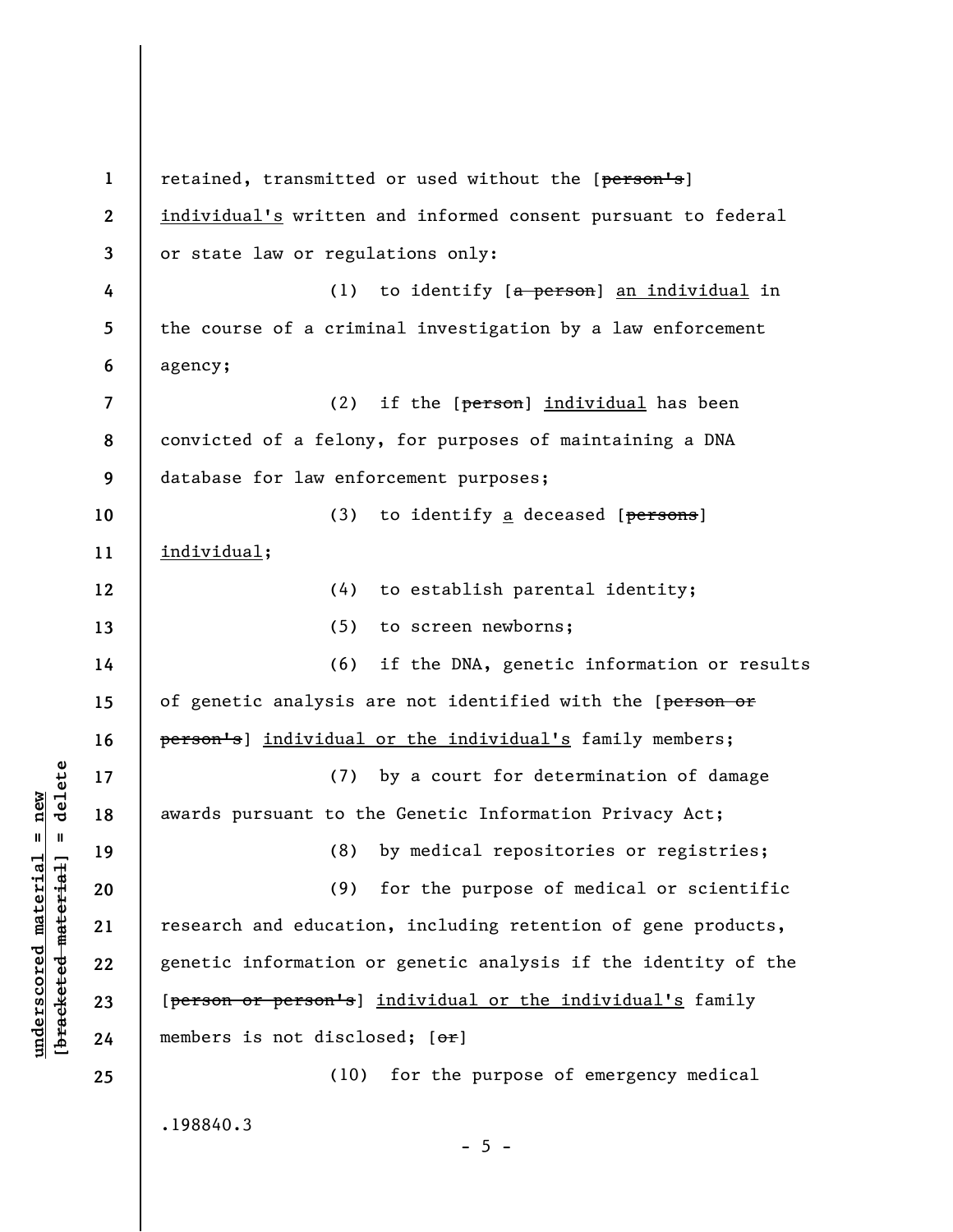retained, transmitted or used without the [~~person's~~] <u>individual's</u> written and informed consent pursuant to federal or state law or regulations only:

(1) to identify [~~a person~~] <u>an individual</u> in the course of a criminal investigation by a law enforcement agency;

(2) if the [~~person~~] <u>individual</u> has been convicted of a felony, for purposes of maintaining a DNA database for law enforcement purposes;

(3) to identify <u>a</u> deceased [~~persons~~] <u>individual</u>;

(4) to establish parental identity;

(5) to screen newborns;

(6) if the DNA, genetic information or results of genetic analysis are not identified with the [~~person or person's~~] <u>individual or the individual's</u> family members;

(7) by a court for determination of damage awards pursuant to the Genetic Information Privacy Act;

(8) by medical repositories or registries;

(9) for the purpose of medical or scientific research and education, including retention of gene products, genetic information or genetic analysis if the identity of the [~~person or person's~~] <u>individual or the individual's</u> family members is not disclosed; [~~or~~]

(10) for the purpose of emergency medical

.198840.3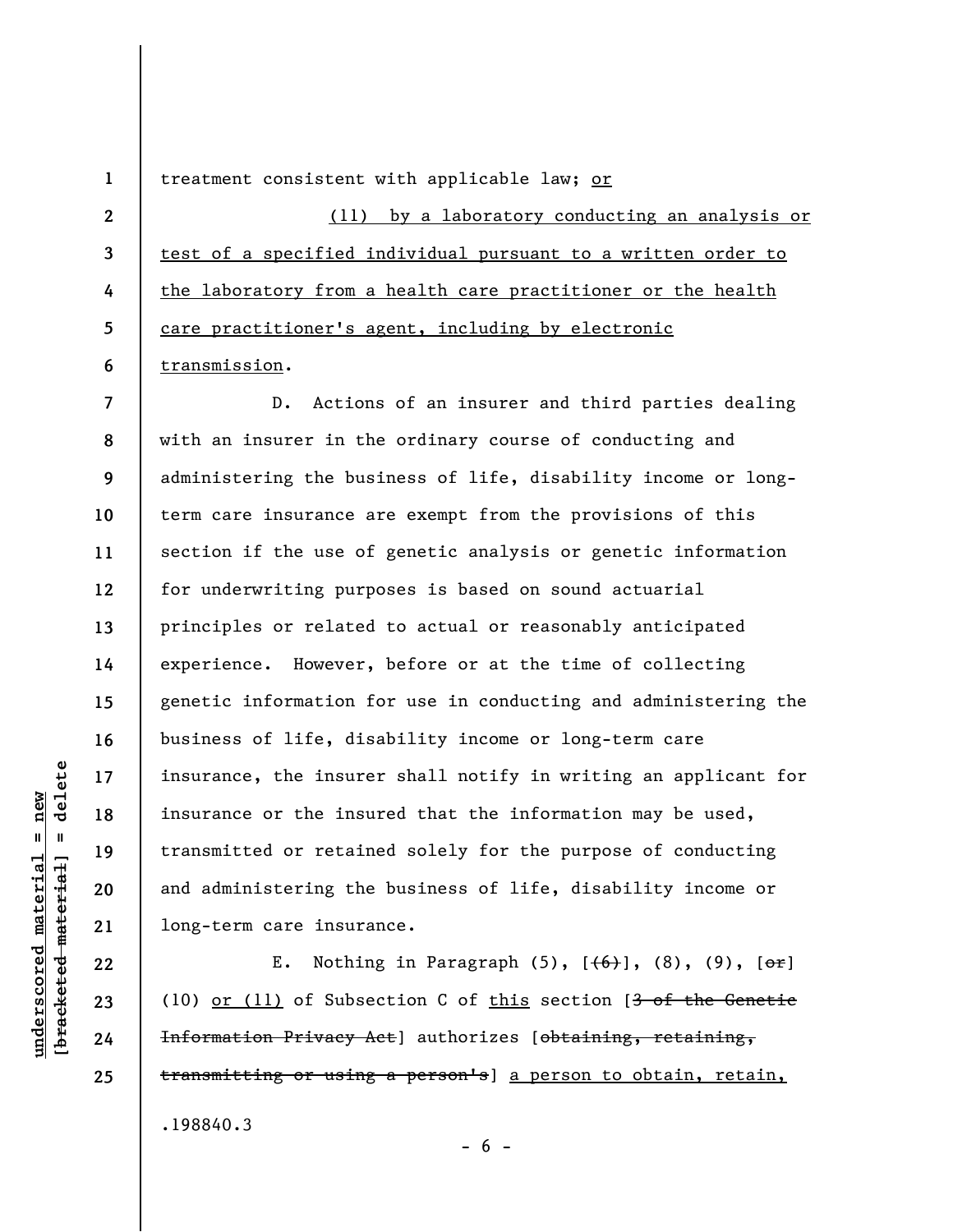treatment consistent with applicable law; or

(11) by a laboratory conducting an analysis or test of a specified individual pursuant to a written order to the laboratory from a health care practitioner or the health care practitioner's agent, including by electronic transmission.

D. Actions of an insurer and third parties dealing with an insurer in the ordinary course of conducting and administering the business of life, disability income or long-term care insurance are exempt from the provisions of this section if the use of genetic analysis or genetic information for underwriting purposes is based on sound actuarial principles or related to actual or reasonably anticipated experience. However, before or at the time of collecting genetic information for use in conducting and administering the business of life, disability income or long-term care insurance, the insurer shall notify in writing an applicant for insurance or the insured that the information may be used, transmitted or retained solely for the purpose of conducting and administering the business of life, disability income or long-term care insurance.

E. Nothing in Paragraph (5), [~~(6)~~], (8), (9), [~~or~~] (10) or (11) of Subsection C of this section [~~3 of the Genetic Information Privacy Act~~] authorizes [~~obtaining, retaining, transmitting or using a person's~~] a person to obtain, retain,

.198840.3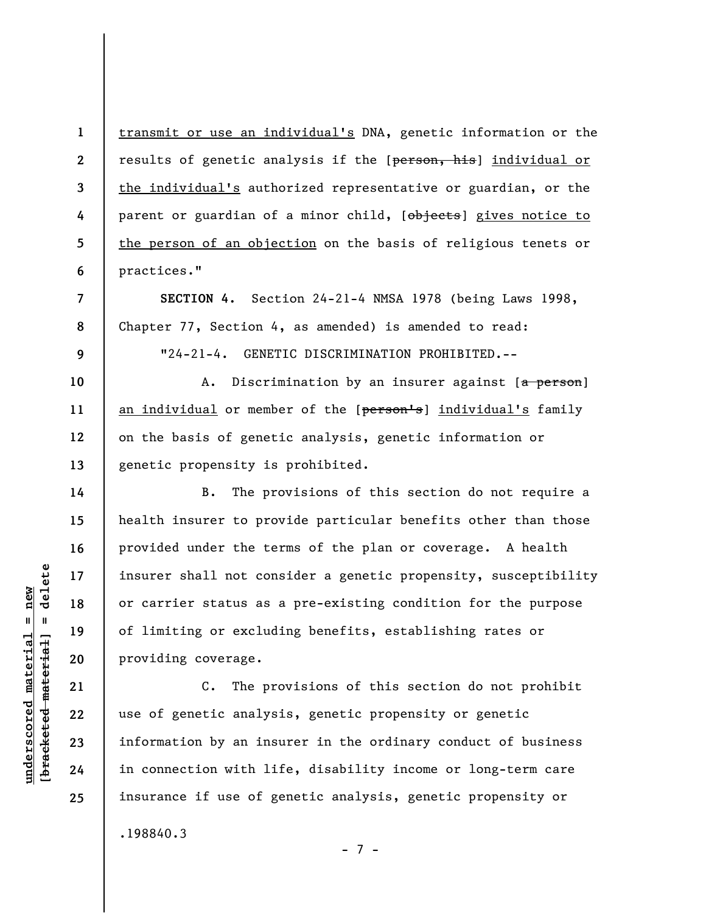transmit or use an individual's DNA, genetic information or the results of genetic analysis if the [~~person, his~~] individual or the individual's authorized representative or guardian, or the parent or guardian of a minor child, [~~objects~~] gives notice to the person of an objection on the basis of religious tenets or practices."

**SECTION 4.** Section 24-21-4 NMSA 1978 (being Laws 1998, Chapter 77, Section 4, as amended) is amended to read:

"24-21-4. GENETIC DISCRIMINATION PROHIBITED.--

A. Discrimination by an insurer against [~~a person~~] an individual or member of the [~~person's~~] individual's family on the basis of genetic analysis, genetic information or genetic propensity is prohibited.

B. The provisions of this section do not require a health insurer to provide particular benefits other than those provided under the terms of the plan or coverage. A health insurer shall not consider a genetic propensity, susceptibility or carrier status as a pre-existing condition for the purpose of limiting or excluding benefits, establishing rates or providing coverage.

C. The provisions of this section do not prohibit use of genetic analysis, genetic propensity or genetic information by an insurer in the ordinary conduct of business in connection with life, disability income or long-term care insurance if use of genetic analysis, genetic propensity or

.198840.3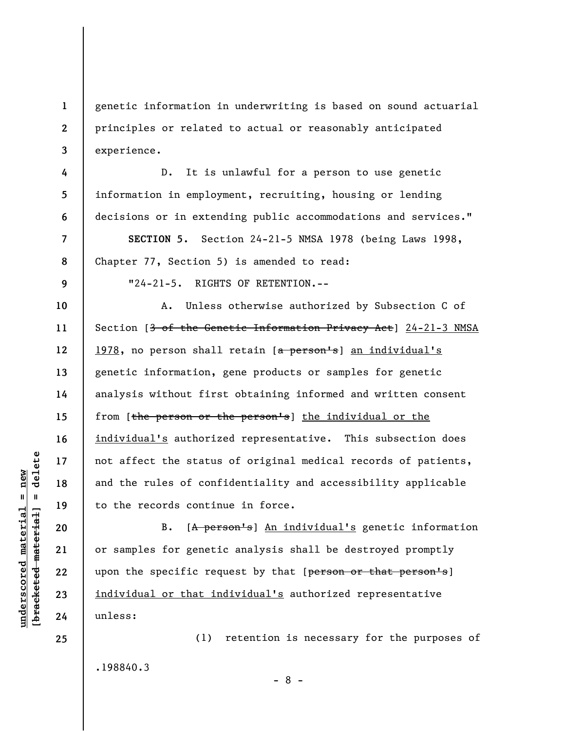genetic information in underwriting is based on sound actuarial principles or related to actual or reasonably anticipated experience.

D. It is unlawful for a person to use genetic information in employment, recruiting, housing or lending decisions or in extending public accommodations and services."

**SECTION 5.** Section 24-21-5 NMSA 1978 (being Laws 1998, Chapter 77, Section 5) is amended to read:

"24-21-5. RIGHTS OF RETENTION.--

A. Unless otherwise authorized by Subsection C of Section [~~3 of the Genetic Information Privacy Act~~] <u>24-21-3 NMSA 1978</u>, no person shall retain [~~a person's~~] <u>an individual's</u> genetic information, gene products or samples for genetic analysis without first obtaining informed and written consent from [~~the person or the person's~~] <u>the individual or the individual's</u> authorized representative. This subsection does not affect the status of original medical records of patients, and the rules of confidentiality and accessibility applicable to the records continue in force.

B. [~~A person's~~] <u>An individual's</u> genetic information or samples for genetic analysis shall be destroyed promptly upon the specific request by that [~~person or that person's~~] <u>individual or that individual's</u> authorized representative unless:

(1) retention is necessary for the purposes of

.198840.3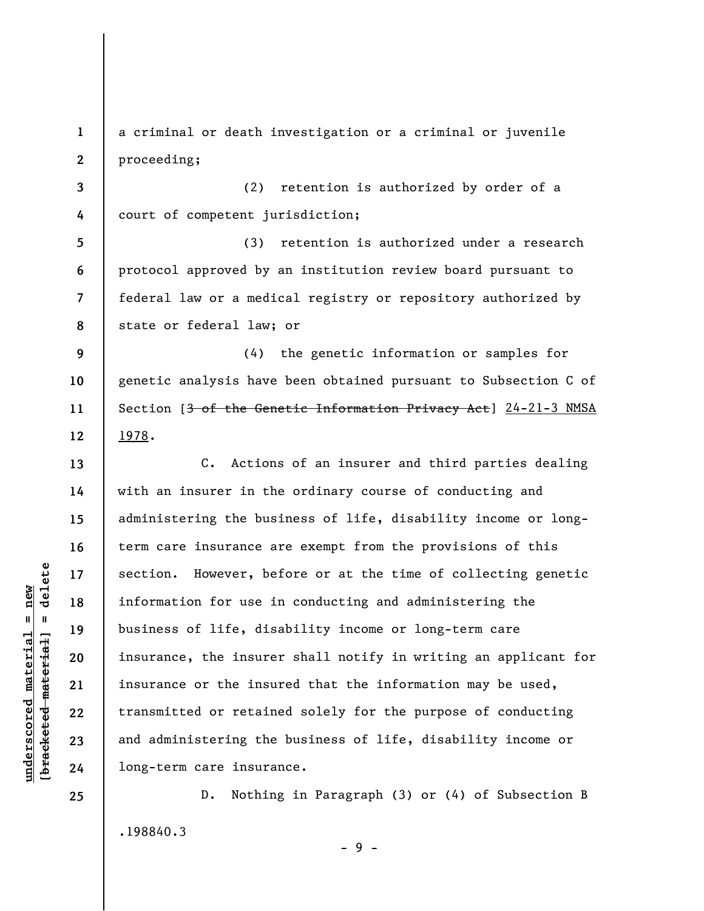a criminal or death investigation or a criminal or juvenile proceeding;

(2) retention is authorized by order of a court of competent jurisdiction;

(3) retention is authorized under a research protocol approved by an institution review board pursuant to federal law or a medical registry or repository authorized by state or federal law; or

(4) the genetic information or samples for genetic analysis have been obtained pursuant to Subsection C of Section [~~3 of the Genetic Information Privacy Act~~] <u>24-21-3 NMSA 1978</u>.

C. Actions of an insurer and third parties dealing with an insurer in the ordinary course of conducting and administering the business of life, disability income or long-term care insurance are exempt from the provisions of this section. However, before or at the time of collecting genetic information for use in conducting and administering the business of life, disability income or long-term care insurance, the insurer shall notify in writing an applicant for insurance or the insured that the information may be used, transmitted or retained solely for the purpose of conducting and administering the business of life, disability income or long-term care insurance.

D. Nothing in Paragraph (3) or (4) of Subsection B

.198840.3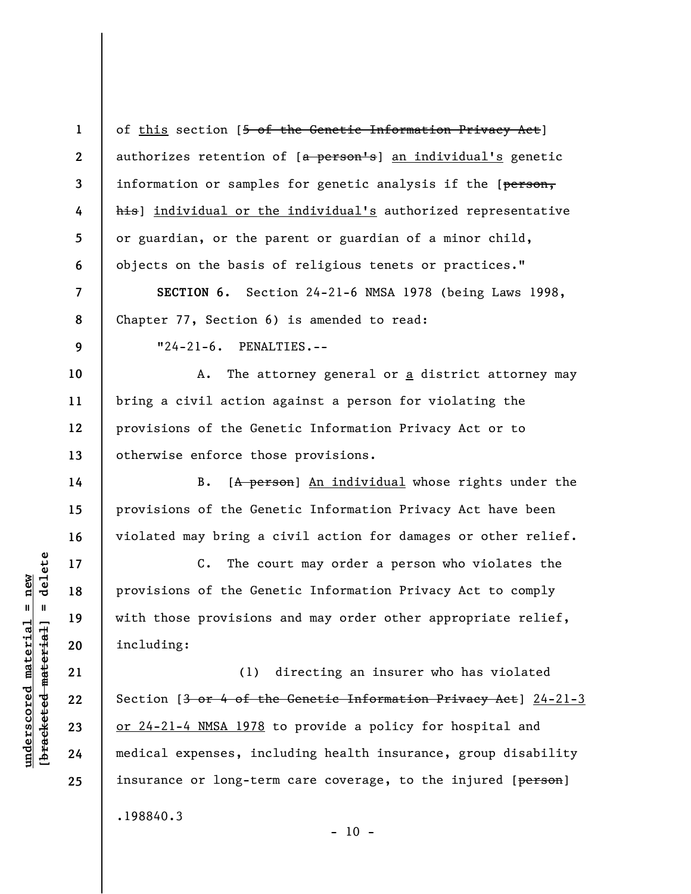of <u>this</u> section [~~5 of the Genetic Information Privacy Act~~] authorizes retention of [~~a person's~~] <u>an individual's</u> genetic information or samples for genetic analysis if the [~~person, his~~] <u>individual or the individual's</u> authorized representative or guardian, or the parent or guardian of a minor child, objects on the basis of religious tenets or practices."

**SECTION 6.** Section 24-21-6 NMSA 1978 (being Laws 1998, Chapter 77, Section 6) is amended to read:

"24-21-6. PENALTIES.--

A. The attorney general or <u>a</u> district attorney may bring a civil action against a person for violating the provisions of the Genetic Information Privacy Act or to otherwise enforce those provisions.

B. [~~A person~~] <u>An individual</u> whose rights under the provisions of the Genetic Information Privacy Act have been violated may bring a civil action for damages or other relief.

C. The court may order a person who violates the provisions of the Genetic Information Privacy Act to comply with those provisions and may order other appropriate relief, including:

(1) directing an insurer who has violated Section [~~3 or 4 of the Genetic Information Privacy Act~~] <u>24-21-3 or 24-21-4 NMSA 1978</u> to provide a policy for hospital and medical expenses, including health insurance, group disability insurance or long-term care coverage, to the injured [~~person~~]

.198840.3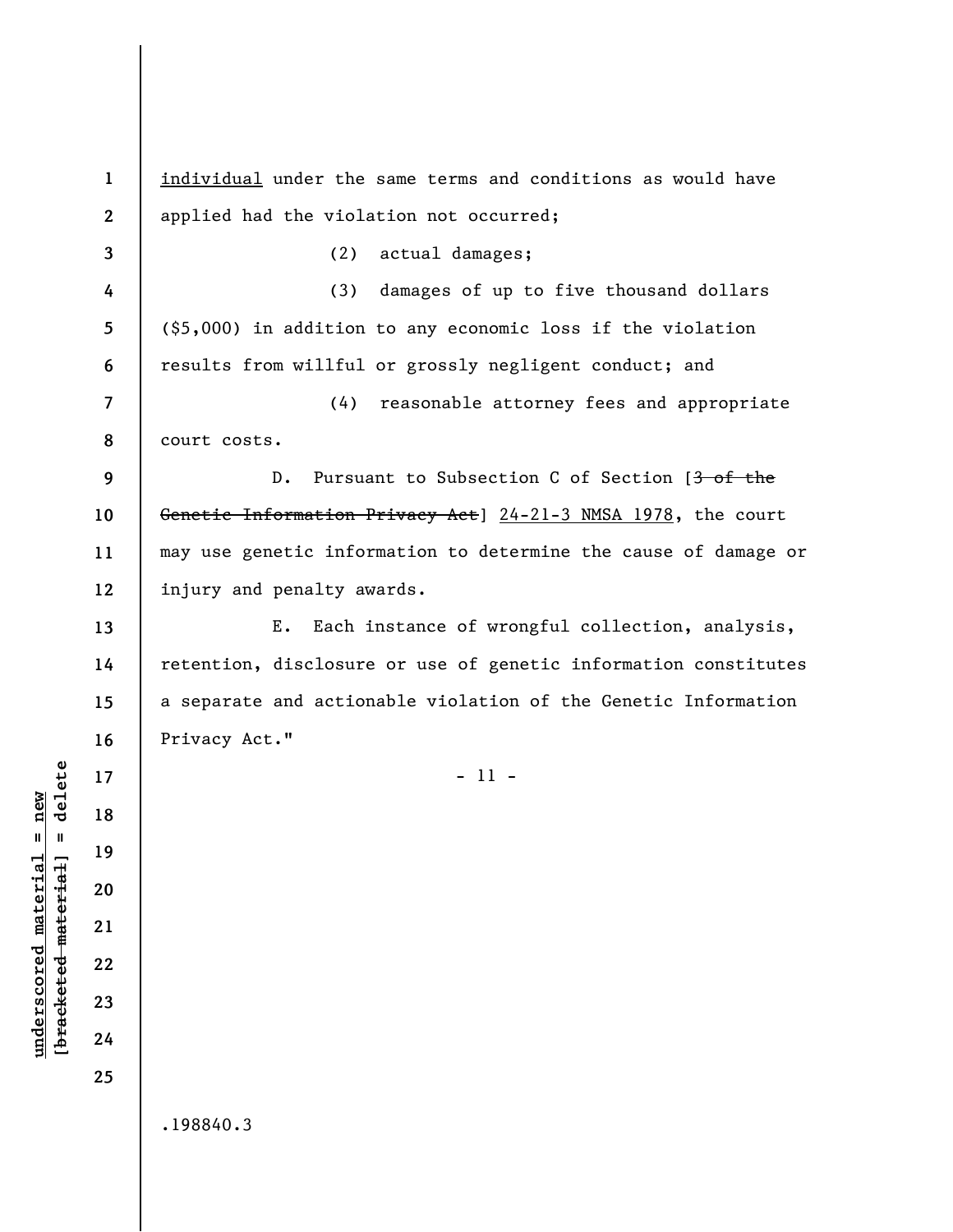individual under the same terms and conditions as would have applied had the violation not occurred;

(2) actual damages;

(3) damages of up to five thousand dollars ($5,000) in addition to any economic loss if the violation results from willful or grossly negligent conduct; and

(4) reasonable attorney fees and appropriate court costs.

D. Pursuant to Subsection C of Section [~~3 of the Genetic Information Privacy Act~~] 24-21-3 NMSA 1978, the court may use genetic information to determine the cause of damage or injury and penalty awards.

E. Each instance of wrongful collection, analysis, retention, disclosure or use of genetic information constitutes a separate and actionable violation of the Genetic Information Privacy Act."

.198840.3